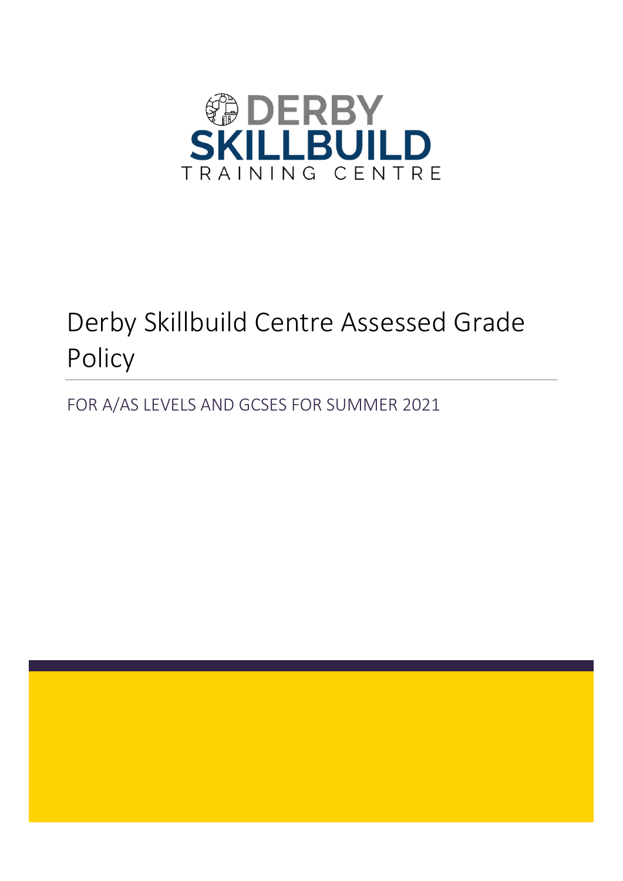DERBY SKILLBUILD TRAINING CENTRE

# Derby Skillbuild Centre Assessed Grade Policy

FOR A/AS LEVELS AND GCSES FOR SUMMER 2021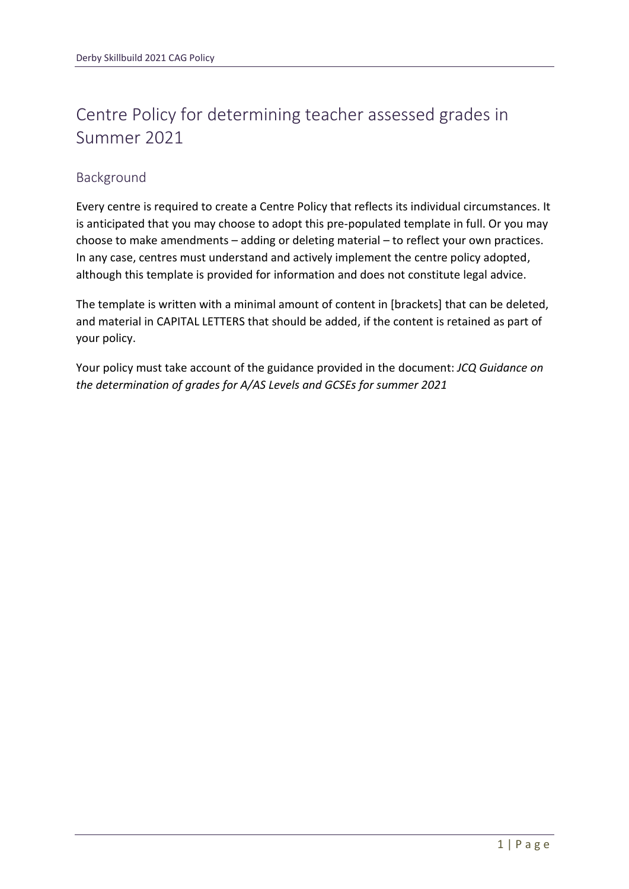# Centre Policy for determining teacher assessed grades in Summer 2021

## Background

Every centre is required to create a Centre Policy that reflects its individual circumstances. It is anticipated that you may choose to adopt this pre-populated template in full. Or you may choose to make amendments – adding or deleting material – to reflect your own practices. In any case, centres must understand and actively implement the centre policy adopted, although this template is provided for information and does not constitute legal advice.

The template is written with a minimal amount of content in [brackets] that can be deleted, and material in CAPITAL LETTERS that should be added, if the content is retained as part of your policy.

Your policy must take account of the guidance provided in the document: *JCQ Guidance on the determination of grades for A/AS Levels and GCSEs for summer 2021*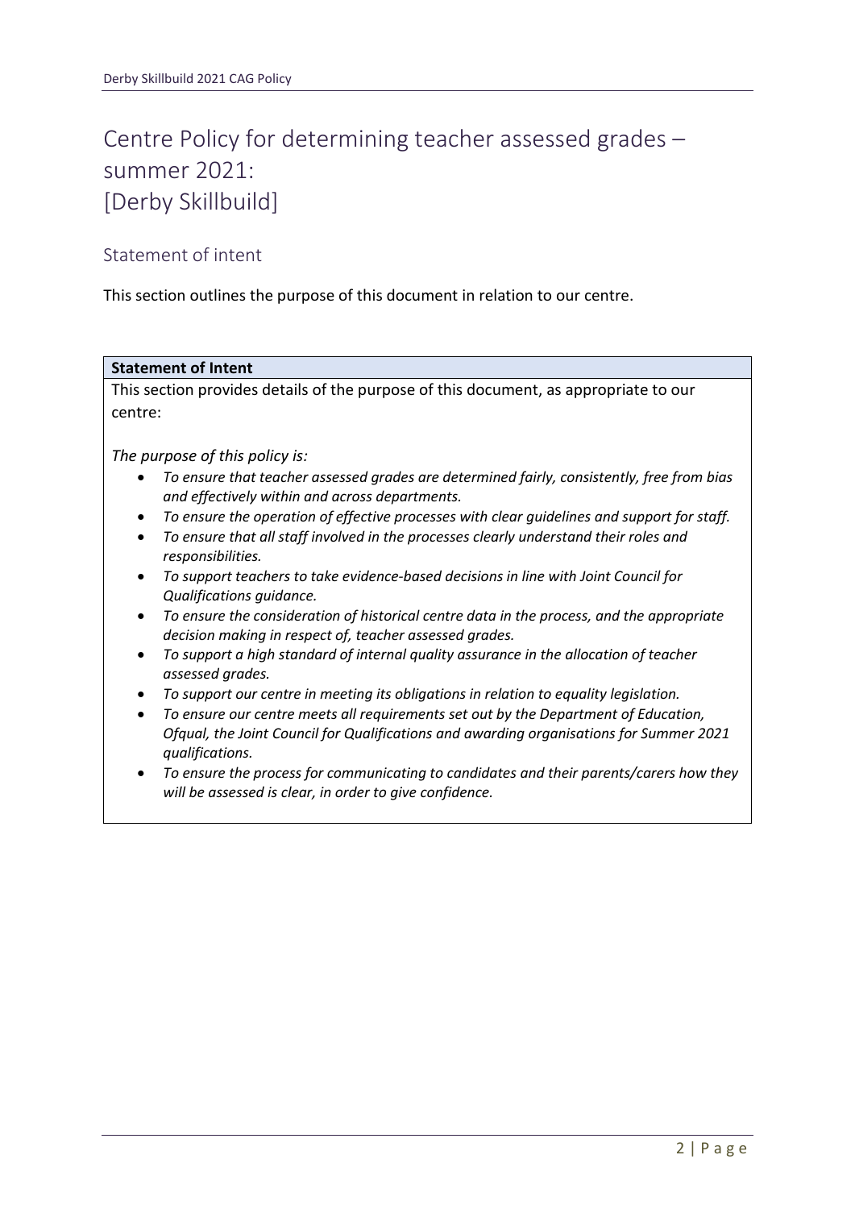# Centre Policy for determining teacher assessed grades – summer 2021: [Derby Skillbuild]

## Statement of intent

This section outlines the purpose of this document in relation to our centre.

| **Statement of Intent** |
| --- |
| This section provides details of the purpose of this document, as appropriate to our centre:<br><br>*The purpose of this policy is:*<br>• *To ensure that teacher assessed grades are determined fairly, consistently, free from bias and effectively within and across departments.*<br>• *To ensure the operation of effective processes with clear guidelines and support for staff.*<br>• *To ensure that all staff involved in the processes clearly understand their roles and responsibilities.*<br>• *To support teachers to take evidence-based decisions in line with Joint Council for Qualifications guidance.*<br>• *To ensure the consideration of historical centre data in the process, and the appropriate decision making in respect of, teacher assessed grades.*<br>• *To support a high standard of internal quality assurance in the allocation of teacher assessed grades.*<br>• *To support our centre in meeting its obligations in relation to equality legislation.*<br>• *To ensure our centre meets all requirements set out by the Department of Education, Ofqual, the Joint Council for Qualifications and awarding organisations for Summer 2021 qualifications.*<br>• *To ensure the process for communicating to candidates and their parents/carers how they will be assessed is clear, in order to give confidence.* |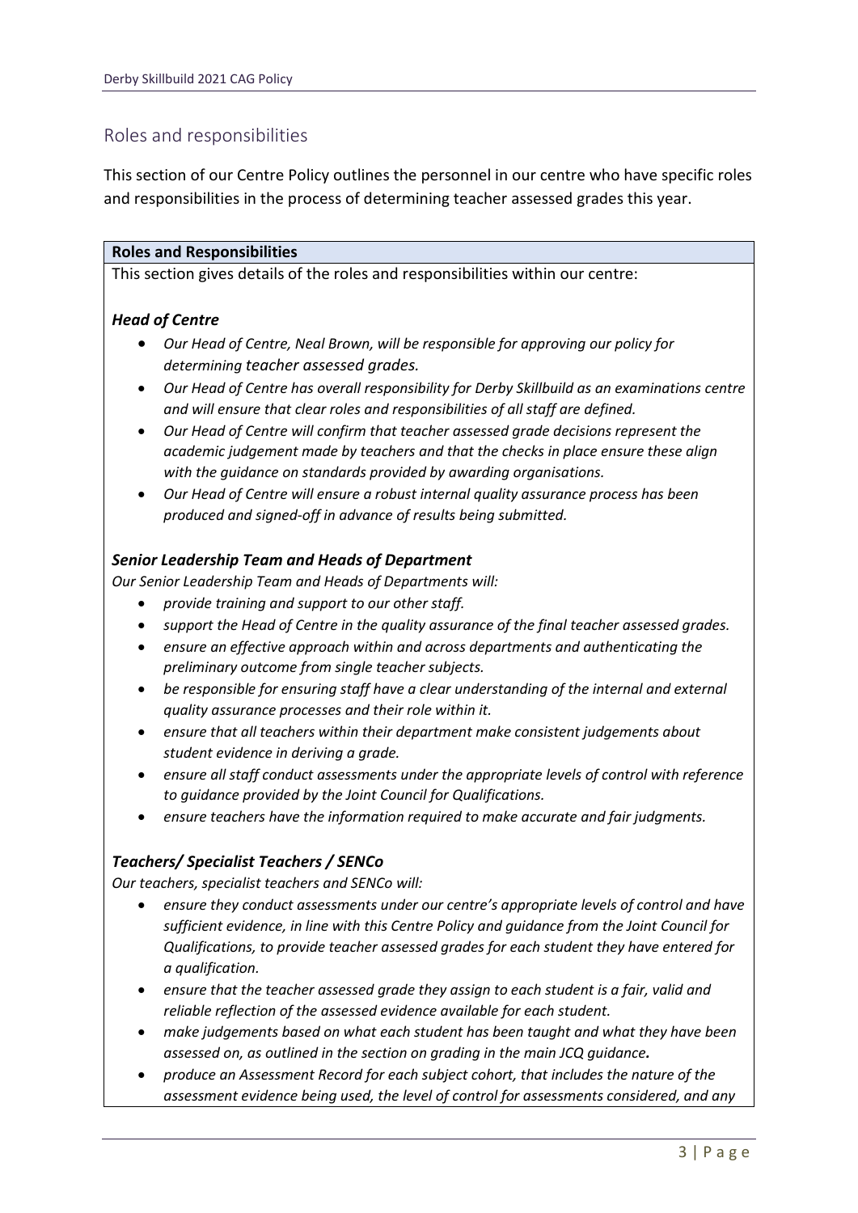## Roles and responsibilities

This section of our Centre Policy outlines the personnel in our centre who have specific roles and responsibilities in the process of determining teacher assessed grades this year.

**Roles and Responsibilities**

This section gives details of the roles and responsibilities within our centre:

### *Head of Centre*

- *Our Head of Centre, Neal Brown, will be responsible for approving our policy for determining teacher assessed grades.*
- *Our Head of Centre has overall responsibility for Derby Skillbuild as an examinations centre and will ensure that clear roles and responsibilities of all staff are defined.*
- *Our Head of Centre will confirm that teacher assessed grade decisions represent the academic judgement made by teachers and that the checks in place ensure these align with the guidance on standards provided by awarding organisations.*
- *Our Head of Centre will ensure a robust internal quality assurance process has been produced and signed-off in advance of results being submitted.*

### *Senior Leadership Team and Heads of Department*

*Our Senior Leadership Team and Heads of Departments will:*

- *provide training and support to our other staff.*
- *support the Head of Centre in the quality assurance of the final teacher assessed grades.*
- *ensure an effective approach within and across departments and authenticating the preliminary outcome from single teacher subjects.*
- *be responsible for ensuring staff have a clear understanding of the internal and external quality assurance processes and their role within it.*
- *ensure that all teachers within their department make consistent judgements about student evidence in deriving a grade.*
- *ensure all staff conduct assessments under the appropriate levels of control with reference to guidance provided by the Joint Council for Qualifications.*
- *ensure teachers have the information required to make accurate and fair judgments.*

### *Teachers/ Specialist Teachers / SENCo*

*Our teachers, specialist teachers and SENCo will:*

- *ensure they conduct assessments under our centre's appropriate levels of control and have sufficient evidence, in line with this Centre Policy and guidance from the Joint Council for Qualifications, to provide teacher assessed grades for each student they have entered for a qualification.*
- *ensure that the teacher assessed grade they assign to each student is a fair, valid and reliable reflection of the assessed evidence available for each student.*
- *make judgements based on what each student has been taught and what they have been assessed on, as outlined in the section on grading in the main JCQ guidance.*
- *produce an Assessment Record for each subject cohort, that includes the nature of the assessment evidence being used, the level of control for assessments considered, and any*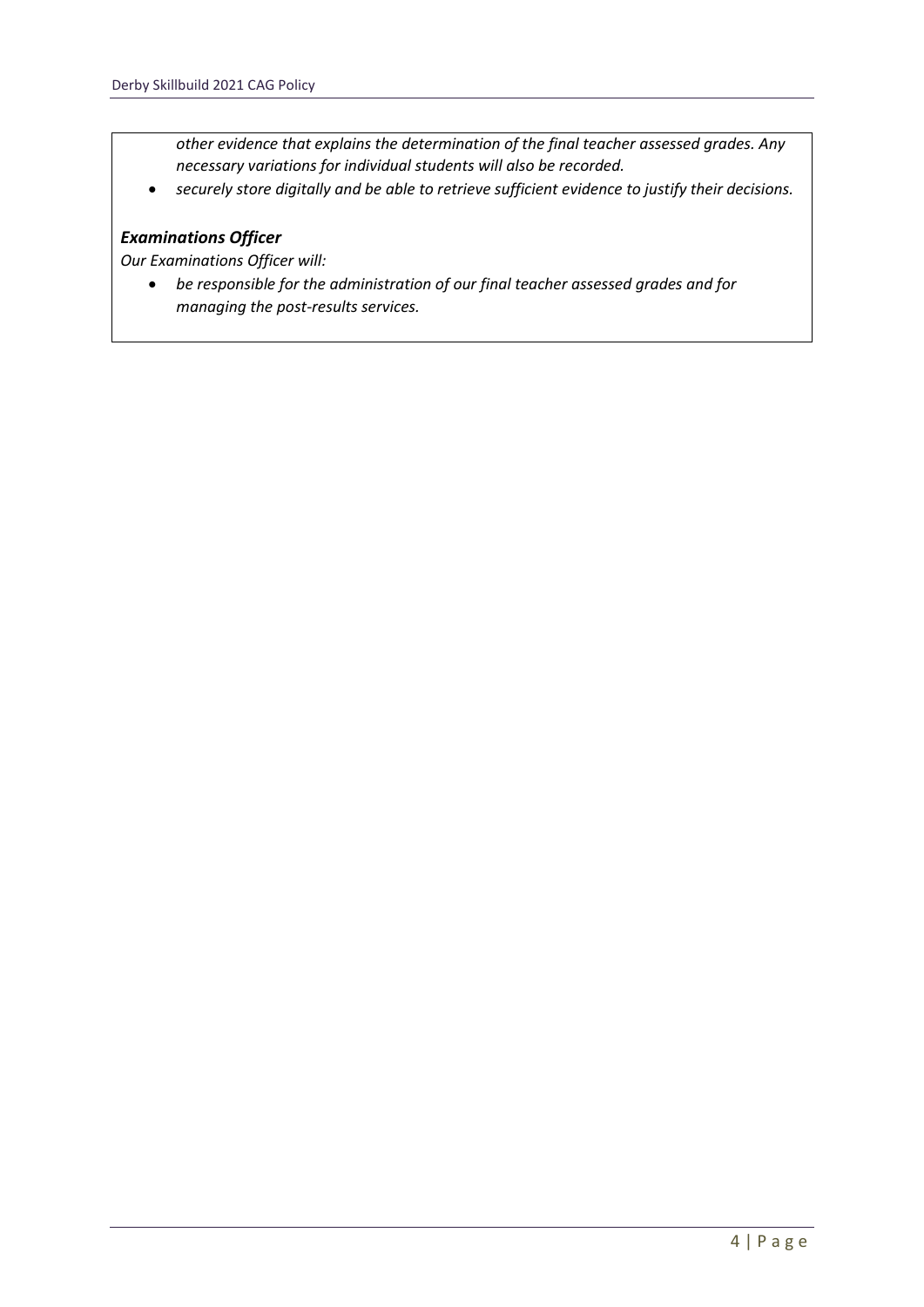*other evidence that explains the determination of the final teacher assessed grades. Any necessary variations for individual students will also be recorded.*

- *securely store digitally and be able to retrieve sufficient evidence to justify their decisions.*

### ***Examinations Officer***

*Our Examinations Officer will:*

- *be responsible for the administration of our final teacher assessed grades and for managing the post-results services.*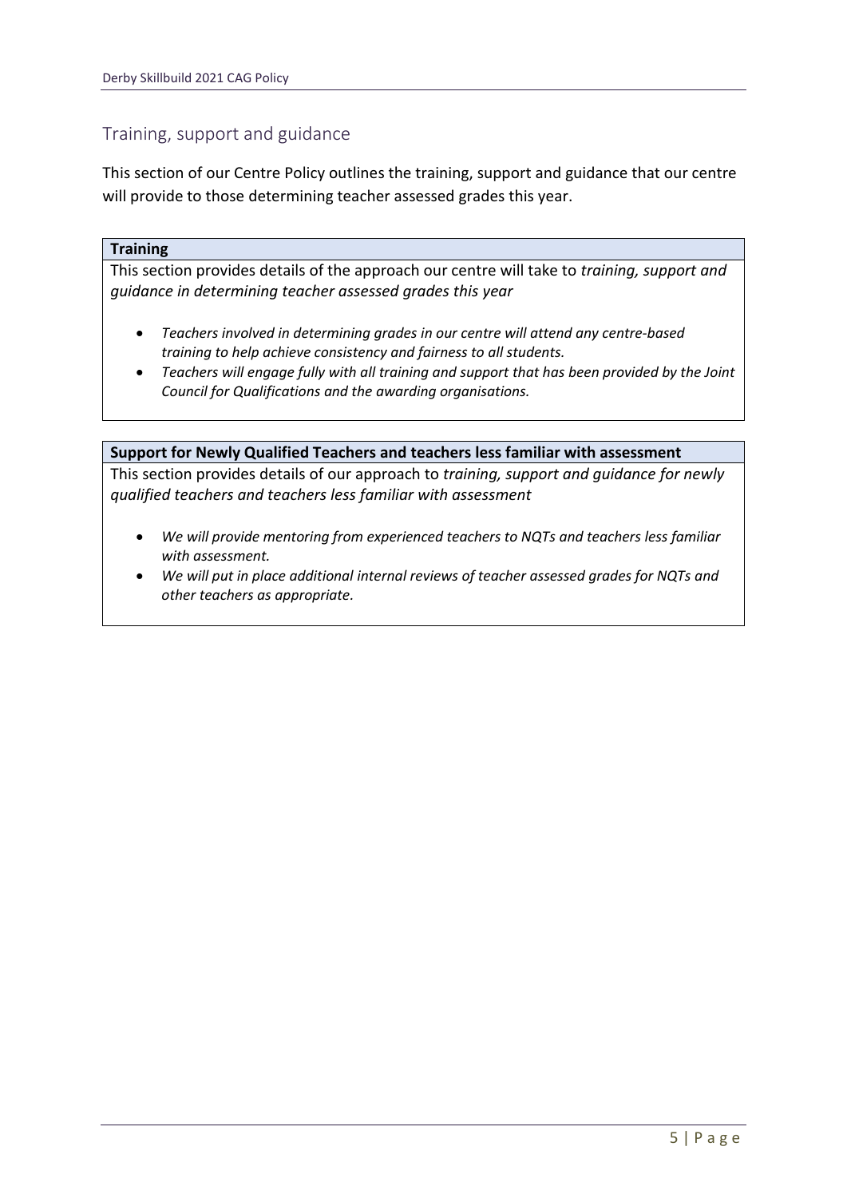## Training, support and guidance

This section of our Centre Policy outlines the training, support and guidance that our centre will provide to those determining teacher assessed grades this year.

**Training**

This section provides details of the approach our centre will take to *training, support and guidance in determining teacher assessed grades this year*

- *Teachers involved in determining grades in our centre will attend any centre-based training to help achieve consistency and fairness to all students.*
- *Teachers will engage fully with all training and support that has been provided by the Joint Council for Qualifications and the awarding organisations.*

**Support for Newly Qualified Teachers and teachers less familiar with assessment**

This section provides details of our approach to *training, support and guidance for newly qualified teachers and teachers less familiar with assessment*

- *We will provide mentoring from experienced teachers to NQTs and teachers less familiar with assessment.*
- *We will put in place additional internal reviews of teacher assessed grades for NQTs and other teachers as appropriate.*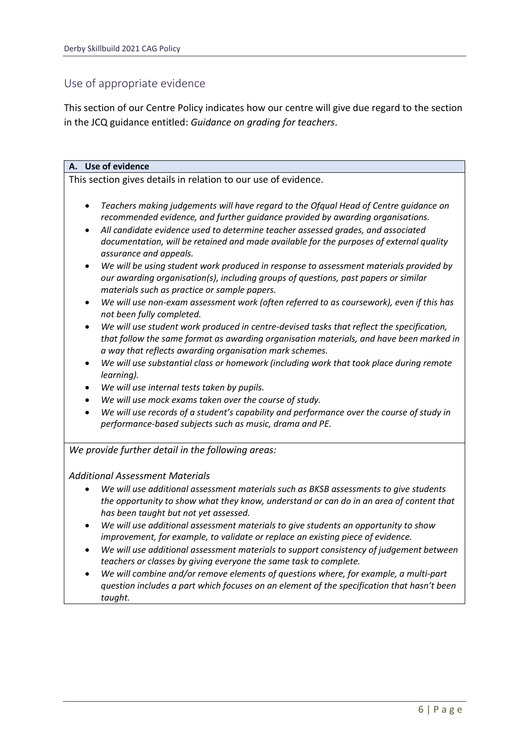## Use of appropriate evidence

This section of our Centre Policy indicates how our centre will give due regard to the section in the JCQ guidance entitled: *Guidance on grading for teachers*.

### A. Use of evidence

This section gives details in relation to our use of evidence.

- *Teachers making judgements will have regard to the Ofqual Head of Centre guidance on recommended evidence, and further guidance provided by awarding organisations.*
- *All candidate evidence used to determine teacher assessed grades, and associated documentation, will be retained and made available for the purposes of external quality assurance and appeals.*
- *We will be using student work produced in response to assessment materials provided by our awarding organisation(s), including groups of questions, past papers or similar materials such as practice or sample papers.*
- *We will use non-exam assessment work (often referred to as coursework), even if this has not been fully completed.*
- *We will use student work produced in centre-devised tasks that reflect the specification, that follow the same format as awarding organisation materials, and have been marked in a way that reflects awarding organisation mark schemes.*
- *We will use substantial class or homework (including work that took place during remote learning).*
- *We will use internal tests taken by pupils.*
- *We will use mock exams taken over the course of study.*
- *We will use records of a student's capability and performance over the course of study in performance-based subjects such as music, drama and PE.*

*We provide further detail in the following areas:*

*Additional Assessment Materials*

- *We will use additional assessment materials such as BKSB assessments to give students the opportunity to show what they know, understand or can do in an area of content that has been taught but not yet assessed.*
- *We will use additional assessment materials to give students an opportunity to show improvement, for example, to validate or replace an existing piece of evidence.*
- *We will use additional assessment materials to support consistency of judgement between teachers or classes by giving everyone the same task to complete.*
- *We will combine and/or remove elements of questions where, for example, a multi-part question includes a part which focuses on an element of the specification that hasn't been taught.*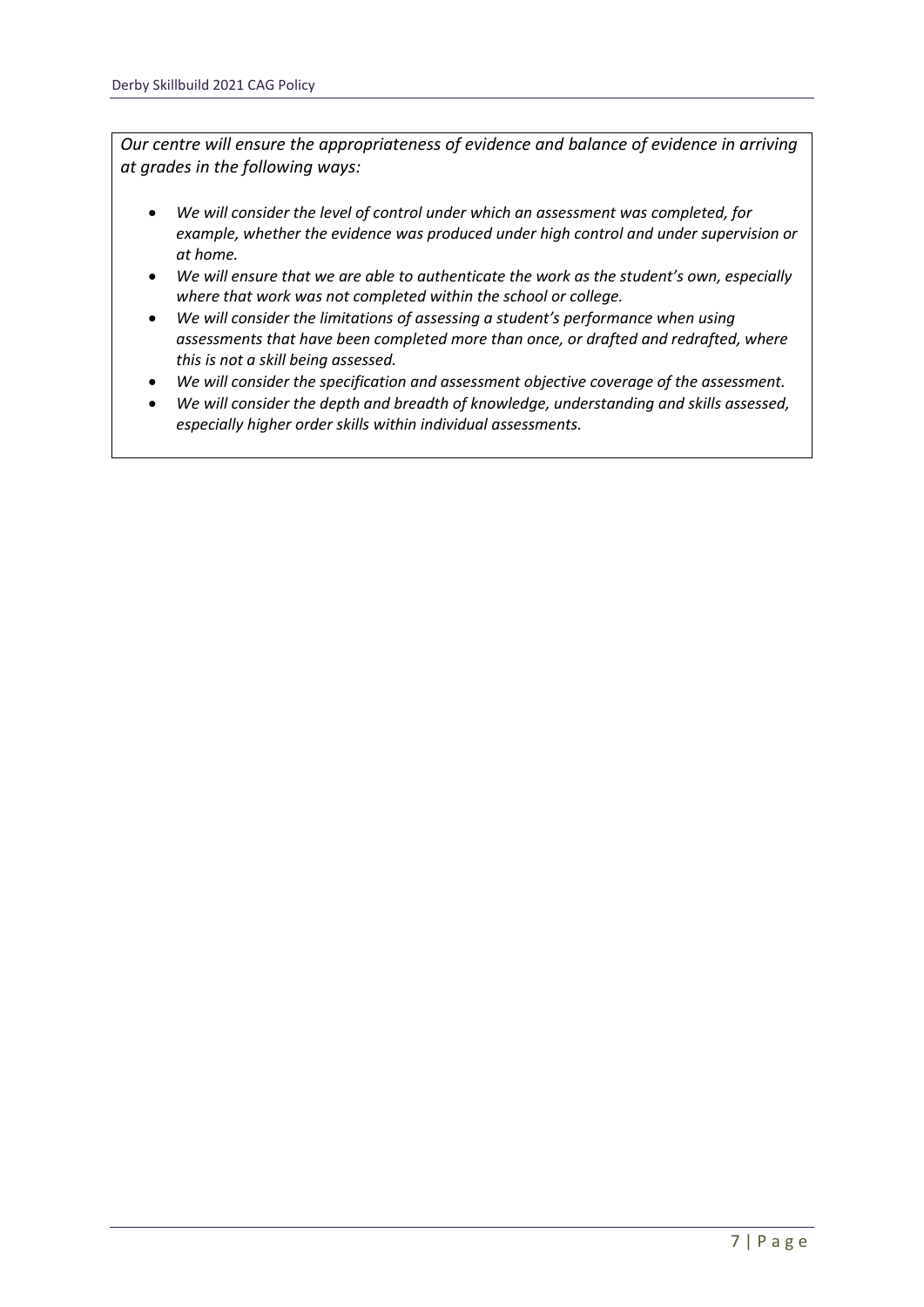*Our centre will ensure the appropriateness of evidence and balance of evidence in arriving at grades in the following ways:*

- *We will consider the level of control under which an assessment was completed, for example, whether the evidence was produced under high control and under supervision or at home.*
- *We will ensure that we are able to authenticate the work as the student's own, especially where that work was not completed within the school or college.*
- *We will consider the limitations of assessing a student's performance when using assessments that have been completed more than once, or drafted and redrafted, where this is not a skill being assessed.*
- *We will consider the specification and assessment objective coverage of the assessment.*
- *We will consider the depth and breadth of knowledge, understanding and skills assessed, especially higher order skills within individual assessments.*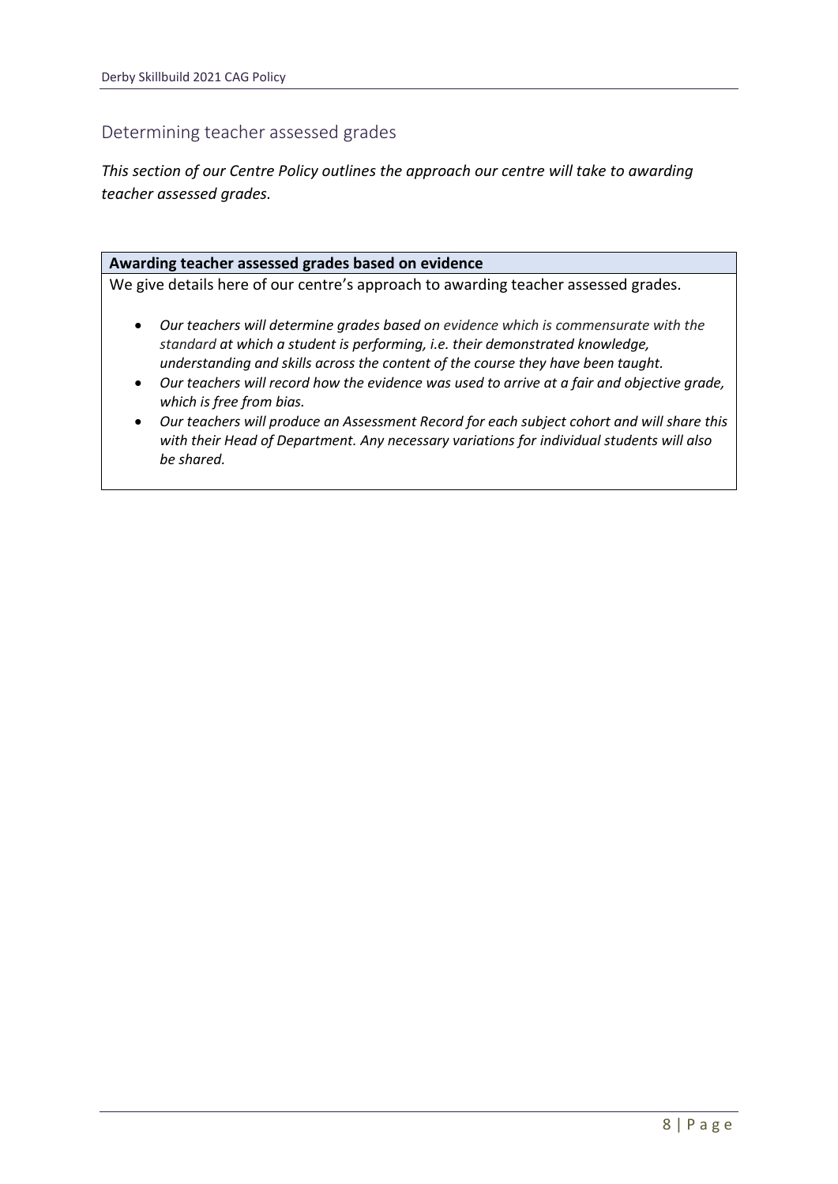## Determining teacher assessed grades

*This section of our Centre Policy outlines the approach our centre will take to awarding teacher assessed grades.*

| **Awarding teacher assessed grades based on evidence** |
| --- |
| We give details here of our centre's approach to awarding teacher assessed grades.<br><br>• *Our teachers will determine grades based on evidence which is commensurate with the standard at which a student is performing, i.e. their demonstrated knowledge, understanding and skills across the content of the course they have been taught.*<br>• *Our teachers will record how the evidence was used to arrive at a fair and objective grade, which is free from bias.*<br>• *Our teachers will produce an Assessment Record for each subject cohort and will share this with their Head of Department. Any necessary variations for individual students will also be shared.* |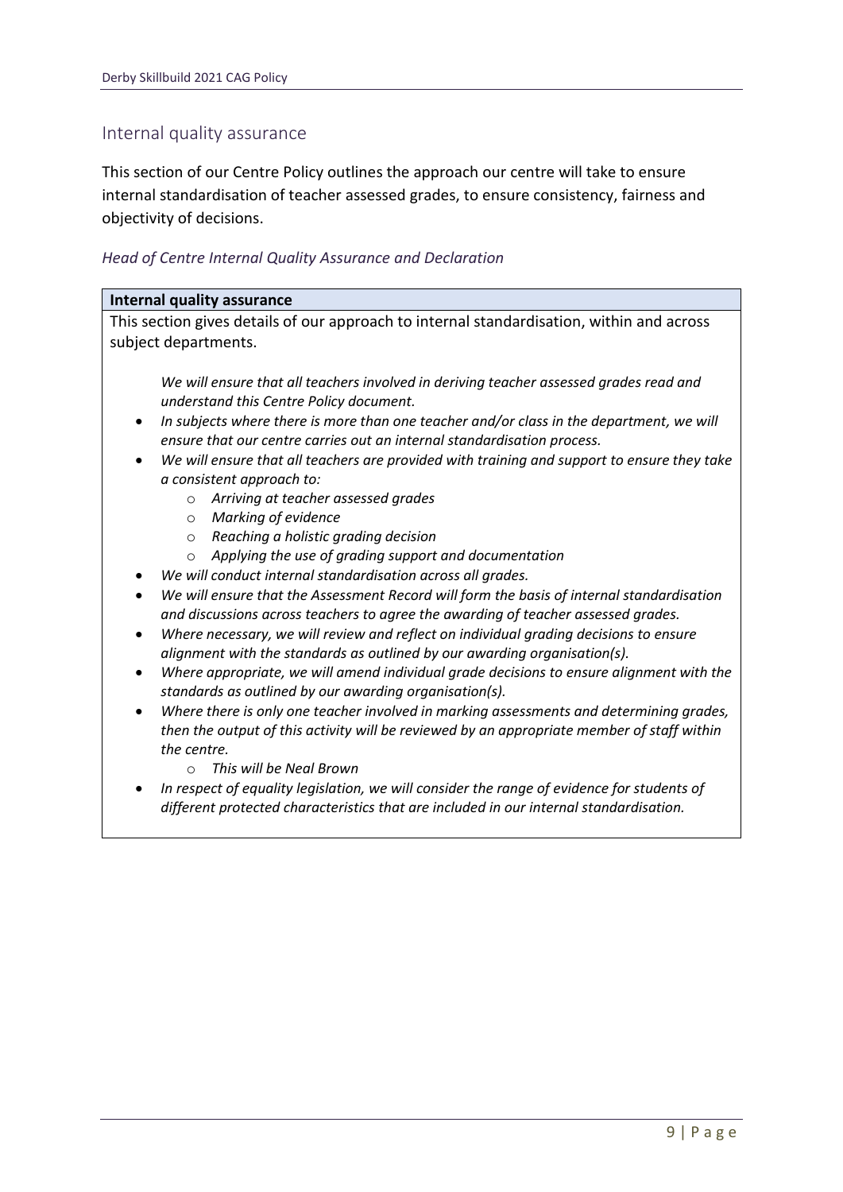## Internal quality assurance

This section of our Centre Policy outlines the approach our centre will take to ensure internal standardisation of teacher assessed grades, to ensure consistency, fairness and objectivity of decisions.

### *Head of Centre Internal Quality Assurance and Declaration*

**Internal quality assurance**

This section gives details of our approach to internal standardisation, within and across subject departments.

*We will ensure that all teachers involved in deriving teacher assessed grades read and understand this Centre Policy document.*

- *In subjects where there is more than one teacher and/or class in the department, we will ensure that our centre carries out an internal standardisation process.*
- *We will ensure that all teachers are provided with training and support to ensure they take a consistent approach to:*
  - *Arriving at teacher assessed grades*
  - *Marking of evidence*
  - *Reaching a holistic grading decision*
  - *Applying the use of grading support and documentation*
- *We will conduct internal standardisation across all grades.*
- *We will ensure that the Assessment Record will form the basis of internal standardisation and discussions across teachers to agree the awarding of teacher assessed grades.*
- *Where necessary, we will review and reflect on individual grading decisions to ensure alignment with the standards as outlined by our awarding organisation(s).*
- *Where appropriate, we will amend individual grade decisions to ensure alignment with the standards as outlined by our awarding organisation(s).*
- *Where there is only one teacher involved in marking assessments and determining grades, then the output of this activity will be reviewed by an appropriate member of staff within the centre.*
  - *This will be Neal Brown*
- *In respect of equality legislation, we will consider the range of evidence for students of different protected characteristics that are included in our internal standardisation.*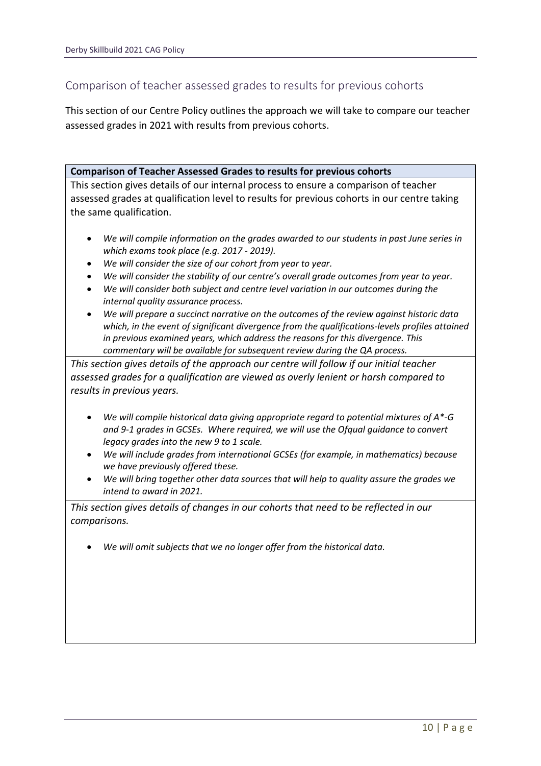## Comparison of teacher assessed grades to results for previous cohorts

This section of our Centre Policy outlines the approach we will take to compare our teacher assessed grades in 2021 with results from previous cohorts.

| **Comparison of Teacher Assessed Grades to results for previous cohorts** |
|---|
| This section gives details of our internal process to ensure a comparison of teacher assessed grades at qualification level to results for previous cohorts in our centre taking the same qualification.<br><br>• *We will compile information on the grades awarded to our students in past June series in which exams took place (e.g. 2017 - 2019).*<br>• *We will consider the size of our cohort from year to year.*<br>• *We will consider the stability of our centre's overall grade outcomes from year to year.*<br>• *We will consider both subject and centre level variation in our outcomes during the internal quality assurance process.*<br>• *We will prepare a succinct narrative on the outcomes of the review against historic data which, in the event of significant divergence from the qualifications-levels profiles attained in previous examined years, which address the reasons for this divergence. This commentary will be available for subsequent review during the QA process.* |
| *This section gives details of the approach our centre will follow if our initial teacher assessed grades for a qualification are viewed as overly lenient or harsh compared to results in previous years.*<br><br>• *We will compile historical data giving appropriate regard to potential mixtures of A*-G and 9-1 grades in GCSEs. Where required, we will use the Ofqual guidance to convert legacy grades into the new 9 to 1 scale.*<br>• *We will include grades from international GCSEs (for example, in mathematics) because we have previously offered these.*<br>• *We will bring together other data sources that will help to quality assure the grades we intend to award in 2021.* |
| *This section gives details of changes in our cohorts that need to be reflected in our comparisons.*<br><br>• *We will omit subjects that we no longer offer from the historical data.* |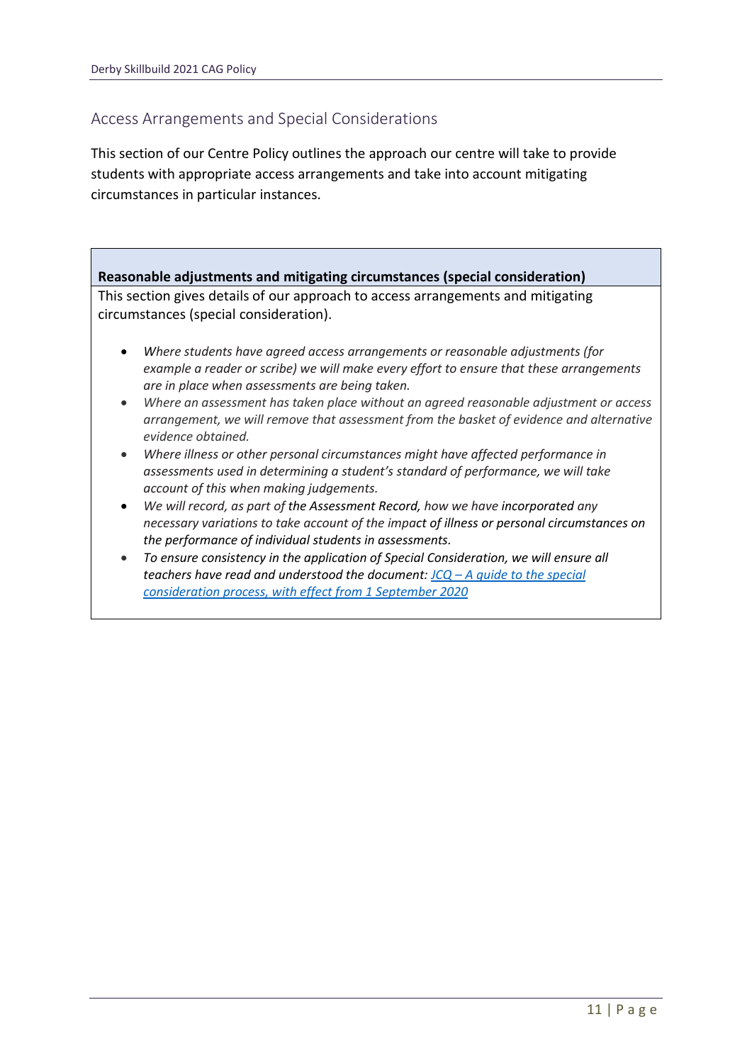## Access Arrangements and Special Considerations

This section of our Centre Policy outlines the approach our centre will take to provide students with appropriate access arrangements and take into account mitigating circumstances in particular instances.

**Reasonable adjustments and mitigating circumstances (special consideration)**

This section gives details of our approach to access arrangements and mitigating circumstances (special consideration).

- *Where students have agreed access arrangements or reasonable adjustments (for example a reader or scribe) we will make every effort to ensure that these arrangements are in place when assessments are being taken.*
- *Where an assessment has taken place without an agreed reasonable adjustment or access arrangement, we will remove that assessment from the basket of evidence and alternative evidence obtained.*
- *Where illness or other personal circumstances might have affected performance in assessments used in determining a student's standard of performance, we will take account of this when making judgements.*
- *We will record, as part of the Assessment Record, how we have incorporated any necessary variations to take account of the impact of illness or personal circumstances on the performance of individual students in assessments.*
- *To ensure consistency in the application of Special Consideration, we will ensure all teachers have read and understood the document: JCQ – A guide to the special consideration process, with effect from 1 September 2020*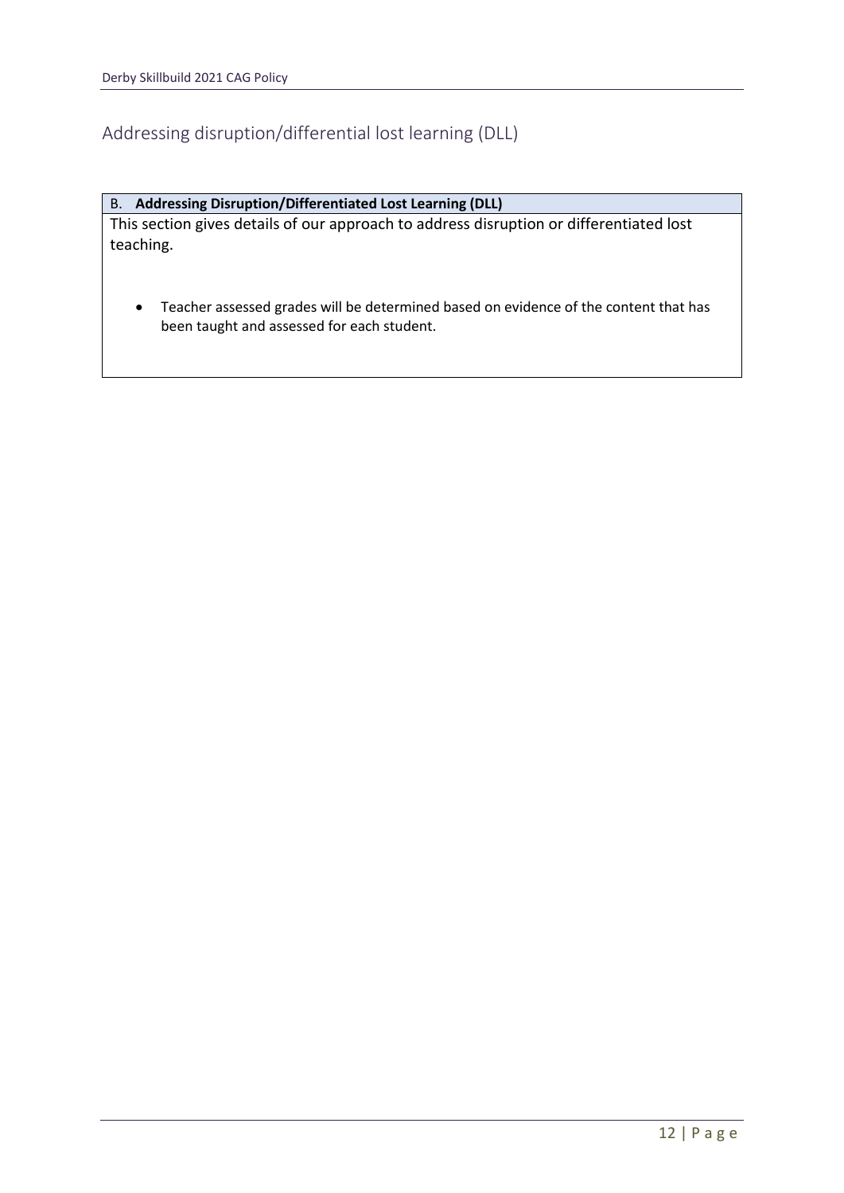## Addressing disruption/differential lost learning (DLL)

| B. **Addressing Disruption/Differentiated Lost Learning (DLL)** |
| --- |
| This section gives details of our approach to address disruption or differentiated lost teaching.<br><br>• Teacher assessed grades will be determined based on evidence of the content that has been taught and assessed for each student. |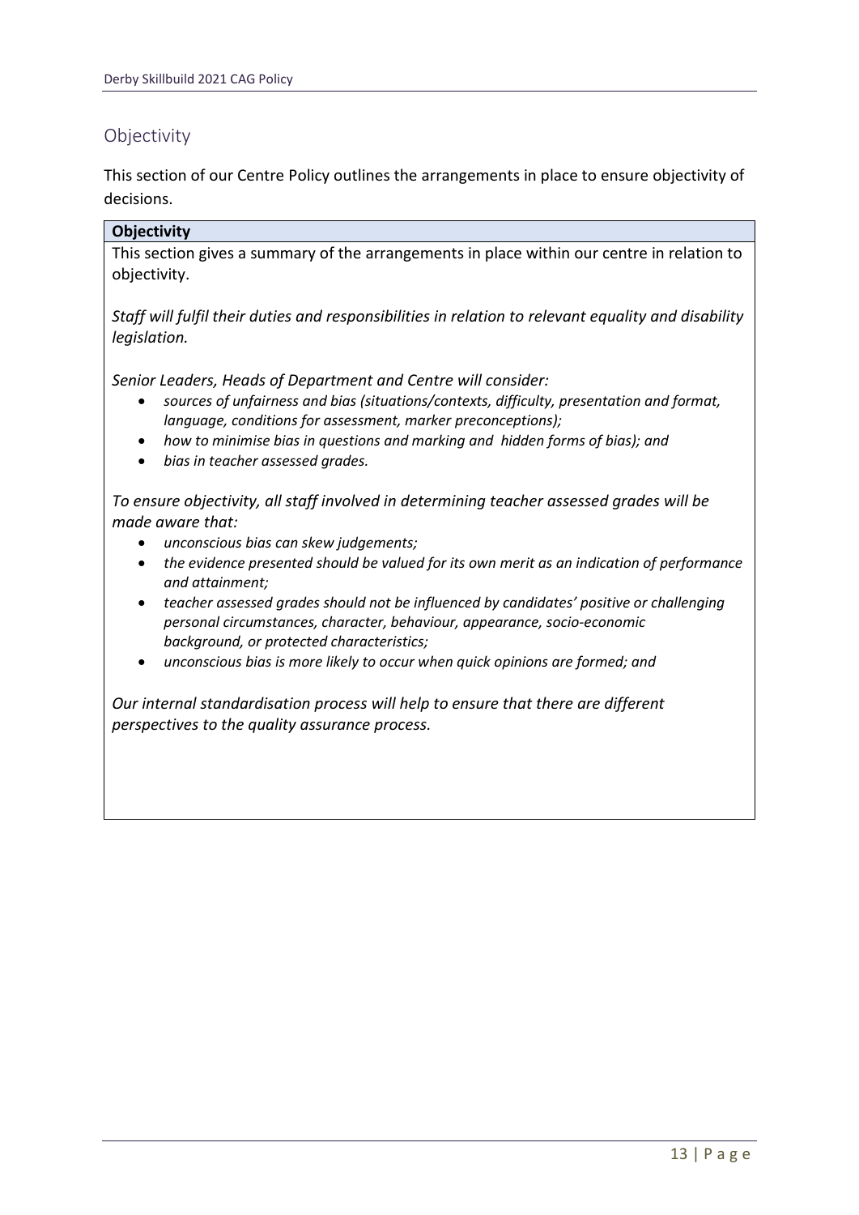## Objectivity

This section of our Centre Policy outlines the arrangements in place to ensure objectivity of decisions.

**Objectivity**

This section gives a summary of the arrangements in place within our centre in relation to objectivity.

*Staff will fulfil their duties and responsibilities in relation to relevant equality and disability legislation.*

*Senior Leaders, Heads of Department and Centre will consider:*

- *sources of unfairness and bias (situations/contexts, difficulty, presentation and format, language, conditions for assessment, marker preconceptions);*
- *how to minimise bias in questions and marking and hidden forms of bias); and*
- *bias in teacher assessed grades.*

*To ensure objectivity, all staff involved in determining teacher assessed grades will be made aware that:*

- *unconscious bias can skew judgements;*
- *the evidence presented should be valued for its own merit as an indication of performance and attainment;*
- *teacher assessed grades should not be influenced by candidates' positive or challenging personal circumstances, character, behaviour, appearance, socio-economic background, or protected characteristics;*
- *unconscious bias is more likely to occur when quick opinions are formed; and*

*Our internal standardisation process will help to ensure that there are different perspectives to the quality assurance process.*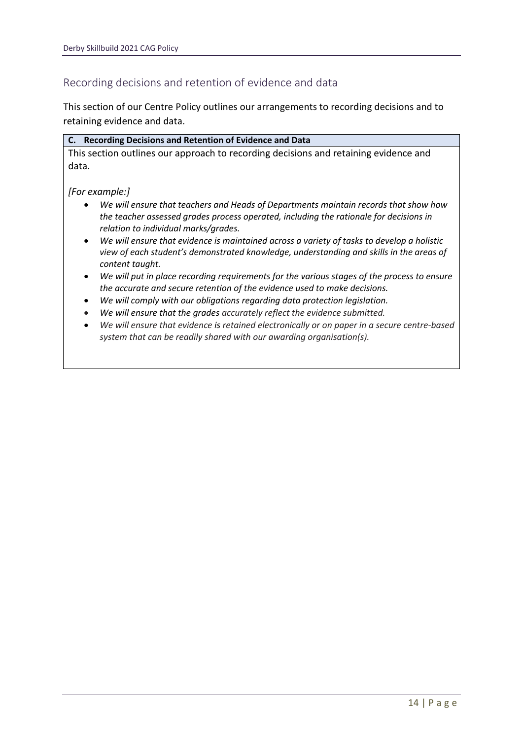## Recording decisions and retention of evidence and data

This section of our Centre Policy outlines our arrangements to recording decisions and to retaining evidence and data.

**C. Recording Decisions and Retention of Evidence and Data**

This section outlines our approach to recording decisions and retaining evidence and data.

*[For example:]*

- *We will ensure that teachers and Heads of Departments maintain records that show how the teacher assessed grades process operated, including the rationale for decisions in relation to individual marks/grades.*
- *We will ensure that evidence is maintained across a variety of tasks to develop a holistic view of each student's demonstrated knowledge, understanding and skills in the areas of content taught.*
- *We will put in place recording requirements for the various stages of the process to ensure the accurate and secure retention of the evidence used to make decisions.*
- *We will comply with our obligations regarding data protection legislation.*
- *We will ensure that the grades accurately reflect the evidence submitted.*
- *We will ensure that evidence is retained electronically or on paper in a secure centre-based system that can be readily shared with our awarding organisation(s).*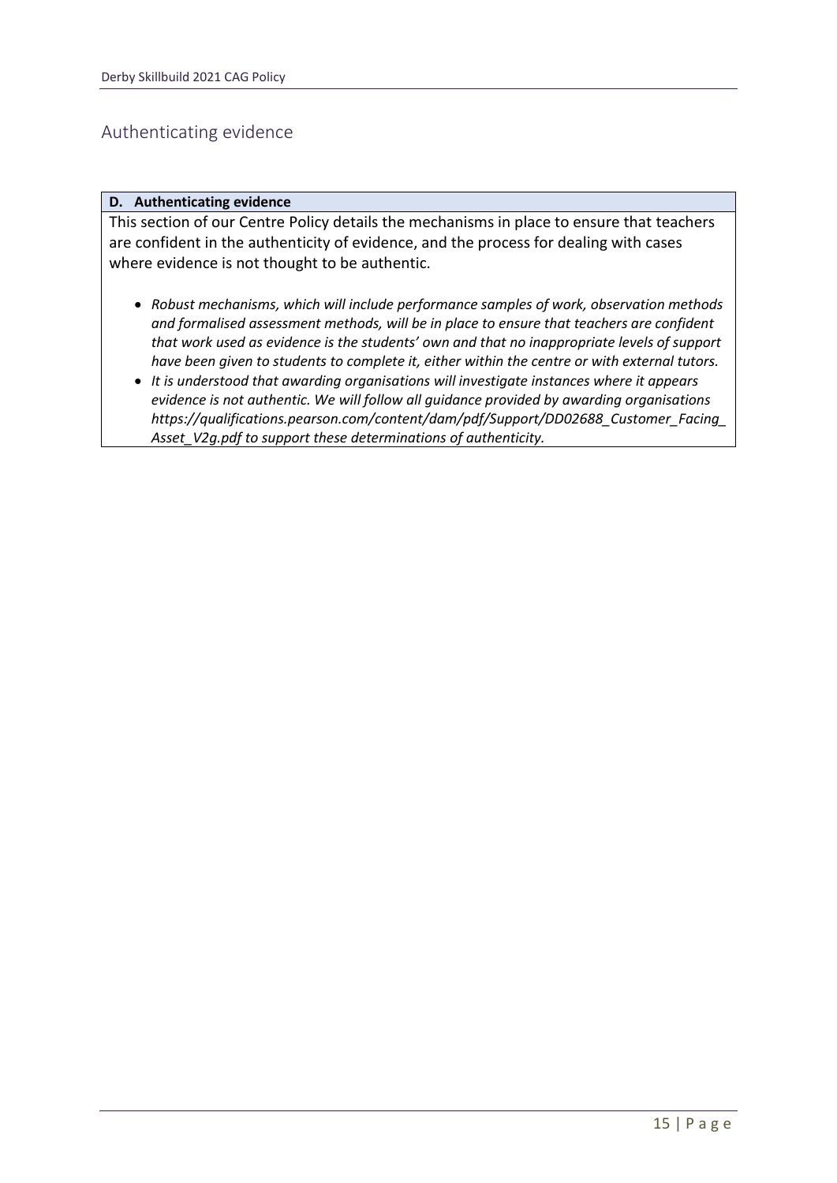## Authenticating evidence

| D. Authenticating evidence |
| --- |
| This section of our Centre Policy details the mechanisms in place to ensure that teachers are confident in the authenticity of evidence, and the process for dealing with cases where evidence is not thought to be authentic. |

- *Robust mechanisms, which will include performance samples of work, observation methods and formalised assessment methods, will be in place to ensure that teachers are confident that work used as evidence is the students' own and that no inappropriate levels of support have been given to students to complete it, either within the centre or with external tutors.*
- *It is understood that awarding organisations will investigate instances where it appears evidence is not authentic. We will follow all guidance provided by awarding organisations https://qualifications.pearson.com/content/dam/pdf/Support/DD02688_Customer_Facing_Asset_V2g.pdf to support these determinations of authenticity.*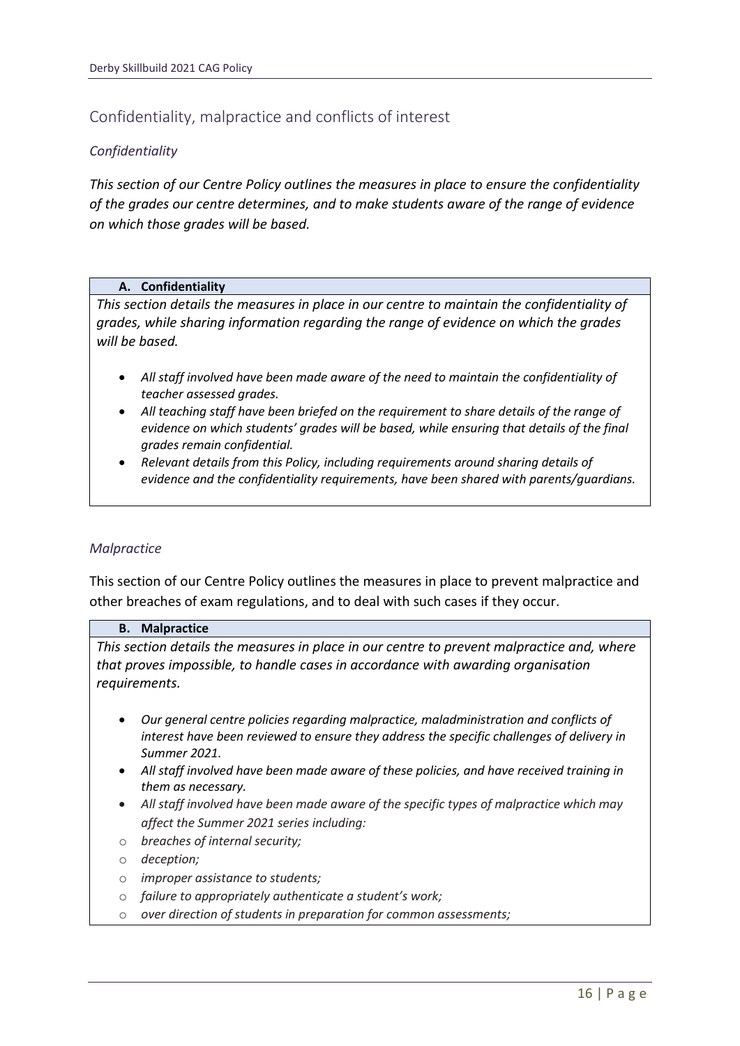## Confidentiality, malpractice and conflicts of interest

### *Confidentiality*

***This section of our Centre Policy outlines the measures in place to ensure the confidentiality of the grades our centre determines, and to make students aware of the range of evidence on which those grades will be based.***

| **A. Confidentiality** |
|---|
| *This section details the measures in place in our centre to maintain the confidentiality of grades, while sharing information regarding the range of evidence on which the grades will be based.*<br><br>• *All staff involved have been made aware of the need to maintain the confidentiality of teacher assessed grades.*<br>• *All teaching staff have been briefed on the requirement to share details of the range of evidence on which students' grades will be based, while ensuring that details of the final grades remain confidential.*<br>• *Relevant details from this Policy, including requirements around sharing details of evidence and the confidentiality requirements, have been shared with parents/guardians.* |

### *Malpractice*

This section of our Centre Policy outlines the measures in place to prevent malpractice and other breaches of exam regulations, and to deal with such cases if they occur.

| **B. Malpractice** |
|---|
| *This section details the measures in place in our centre to prevent malpractice and, where that proves impossible, to handle cases in accordance with awarding organisation requirements.*<br><br>• *Our general centre policies regarding malpractice, maladministration and conflicts of interest have been reviewed to ensure they address the specific challenges of delivery in Summer 2021.*<br>• *All staff involved have been made aware of these policies, and have received training in them as necessary.*<br>• *All staff involved have been made aware of the specific types of malpractice which may affect the Summer 2021 series including:*<br>  ○ *breaches of internal security;*<br>  ○ *deception;*<br>  ○ *improper assistance to students;*<br>  ○ *failure to appropriately authenticate a student's work;*<br>  ○ *over direction of students in preparation for common assessments;* |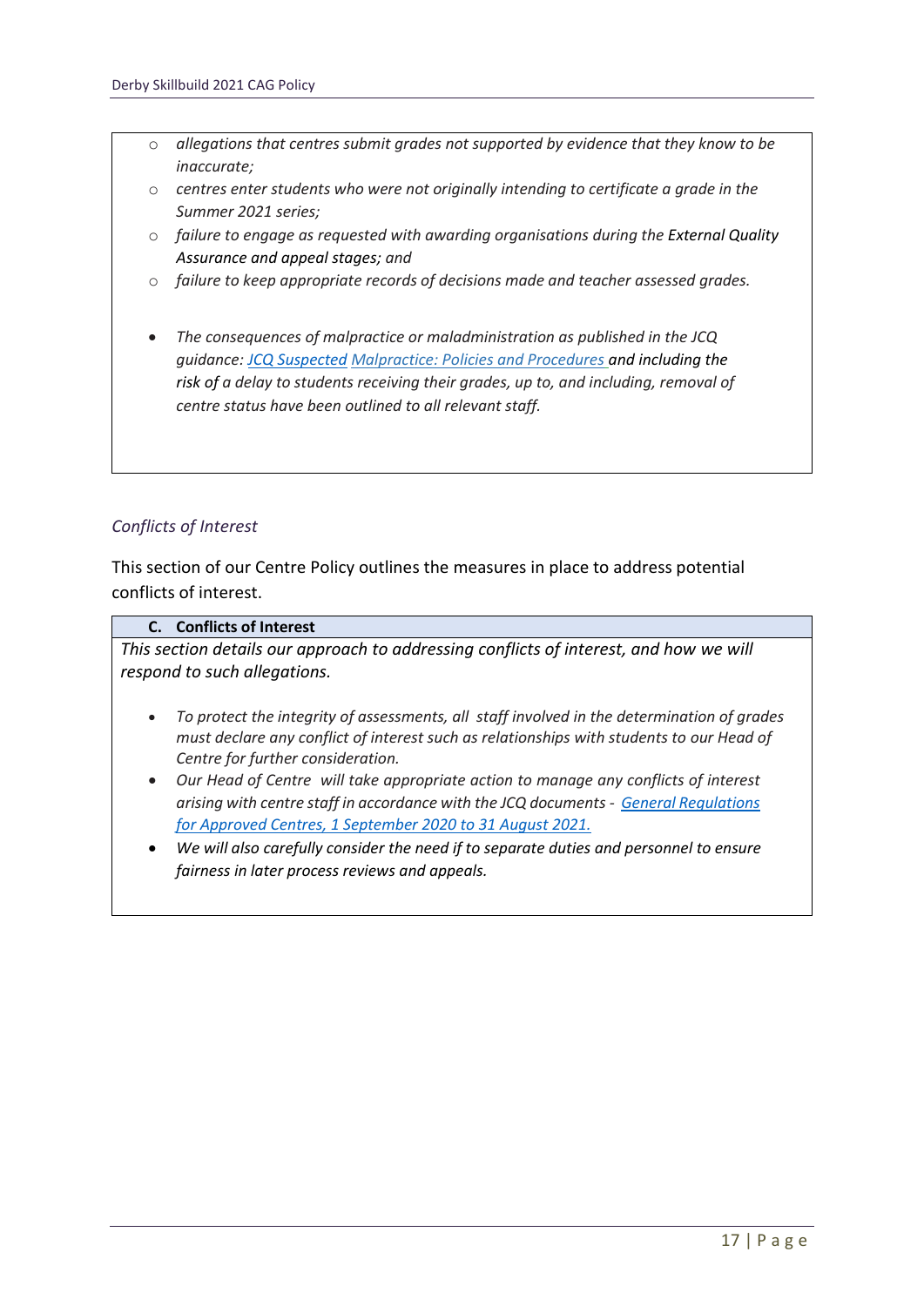- *allegations that centres submit grades not supported by evidence that they know to be inaccurate;*
- *centres enter students who were not originally intending to certificate a grade in the Summer 2021 series;*
- *failure to engage as requested with awarding organisations during the External Quality Assurance and appeal stages; and*
- *failure to keep appropriate records of decisions made and teacher assessed grades.*

- *The consequences of malpractice or maladministration as published in the JCQ guidance: JCQ Suspected Malpractice: Policies and Procedures and including the risk of a delay to students receiving their grades, up to, and including, removal of centre status have been outlined to all relevant staff.*

## *Conflicts of Interest*

This section of our Centre Policy outlines the measures in place to address potential conflicts of interest.

### C. Conflicts of Interest

*This section details our approach to addressing conflicts of interest, and how we will respond to such allegations.*

- *To protect the integrity of assessments, all staff involved in the determination of grades must declare any conflict of interest such as relationships with students to our Head of Centre for further consideration.*
- *Our Head of Centre will take appropriate action to manage any conflicts of interest arising with centre staff in accordance with the JCQ documents - General Regulations for Approved Centres, 1 September 2020 to 31 August 2021.*
- *We will also carefully consider the need if to separate duties and personnel to ensure fairness in later process reviews and appeals.*